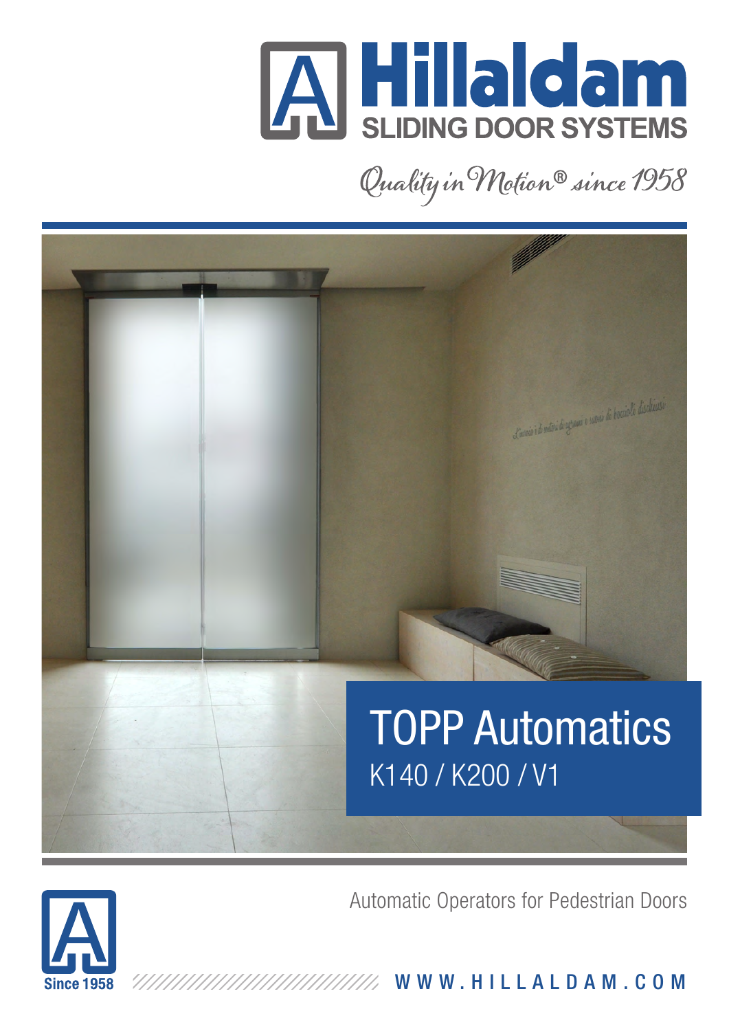# Hillaldam

SLIDING DOOR SYSTEMS

*Quality in Motion® since 1958*

## TOPP Automatics

K140 / K200 / V1

Automatic Operators for Pedestrian Doors

Since 1958

WWW.HILLALDAM.COM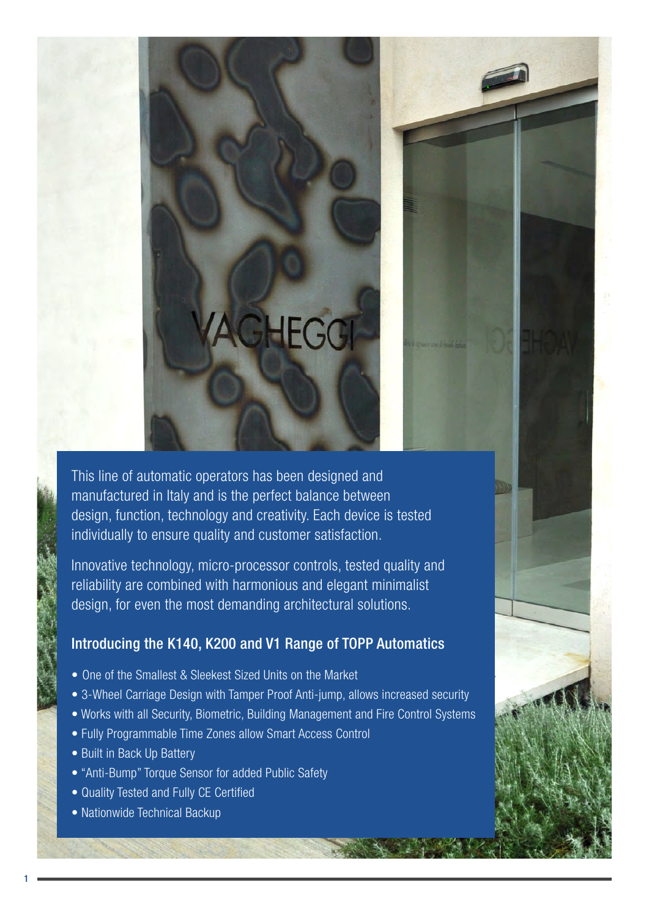This line of automatic operators has been designed and manufactured in Italy and is the perfect balance between design, function, technology and creativity. Each device is tested individually to ensure quality and customer satisfaction.

Innovative technology, micro-processor controls, tested quality and reliability are combined with harmonious and elegant minimalist design, for even the most demanding architectural solutions.

## Introducing the K140, K200 and V1 Range of TOPP Automatics

- One of the Smallest & Sleekest Sized Units on the Market
- 3-Wheel Carriage Design with Tamper Proof Anti-jump, allows increased security
- Works with all Security, Biometric, Building Management and Fire Control Systems
- Fully Programmable Time Zones allow Smart Access Control
- Built in Back Up Battery
- "Anti-Bump" Torque Sensor for added Public Safety
- Quality Tested and Fully CE Certified
- Nationwide Technical Backup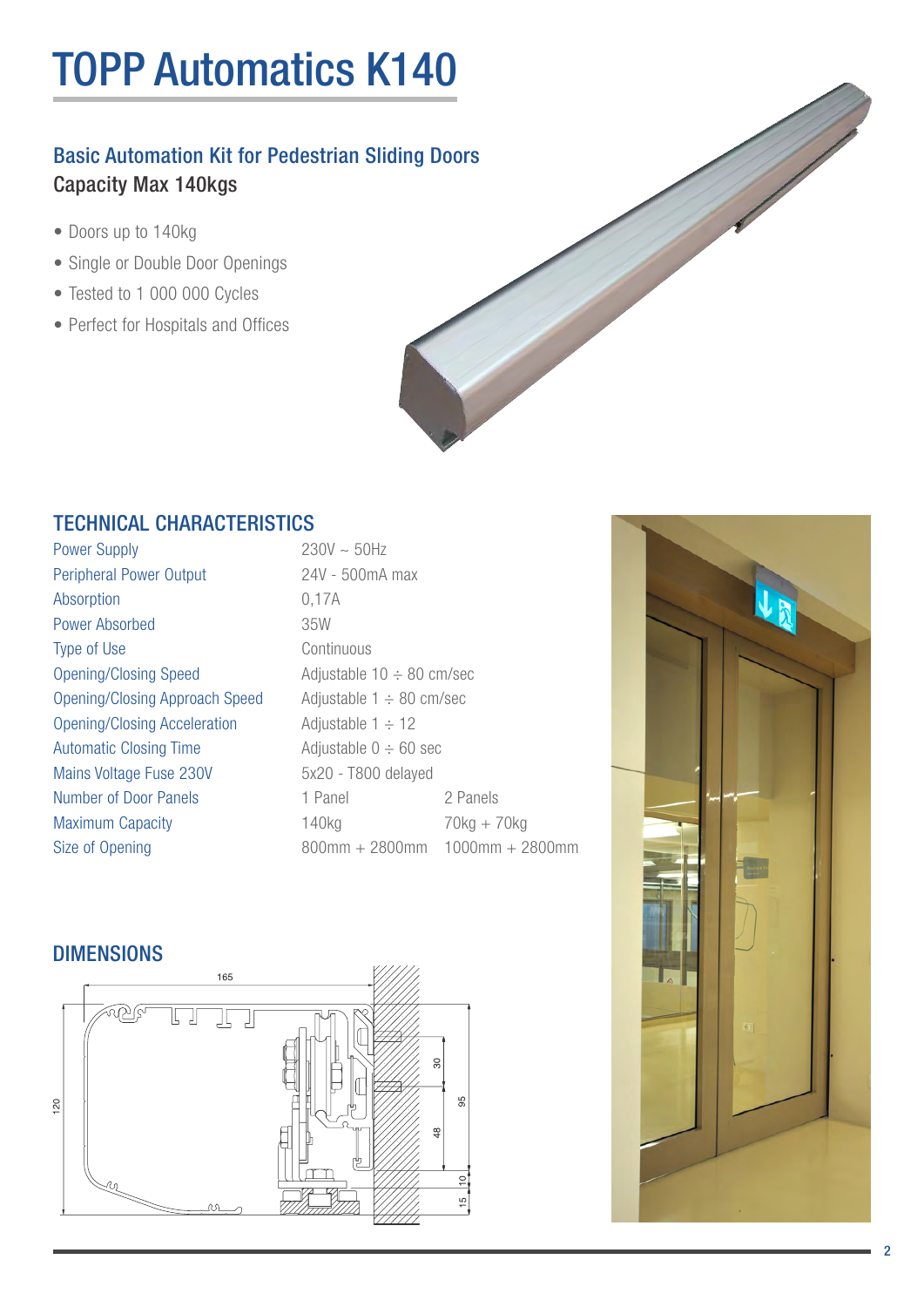# TOPP Automatics K140

## Basic Automation Kit for Pedestrian Sliding Doors

Capacity Max 140kgs

- Doors up to 140kg
- Single or Double Door Openings
- Tested to 1 000 000 Cycles
- Perfect for Hospitals and Offices

## TECHNICAL CHARACTERISTICS

| | | |
|---|---|---|
| Power Supply | 230V ~ 50Hz | |
| Peripheral Power Output | 24V - 500mA max | |
| Absorption | 0,17A | |
| Power Absorbed | 35W | |
| Type of Use | Continuous | |
| Opening/Closing Speed | Adjustable 10 ÷ 80 cm/sec | |
| Opening/Closing Approach Speed | Adjustable 1 ÷ 80 cm/sec | |
| Opening/Closing Acceleration | Adjustable 1 ÷ 12 | |
| Automatic Closing Time | Adjustable 0 ÷ 60 sec | |
| Mains Voltage Fuse 230V | 5x20 - T800 delayed | |
| Number of Door Panels | 1 Panel | 2 Panels |
| Maximum Capacity | 140kg | 70kg + 70kg |
| Size of Opening | 800mm ÷ 2800mm | 1000mm ÷ 2800mm |

## DIMENSIONS

165

120

30

95

48

10

15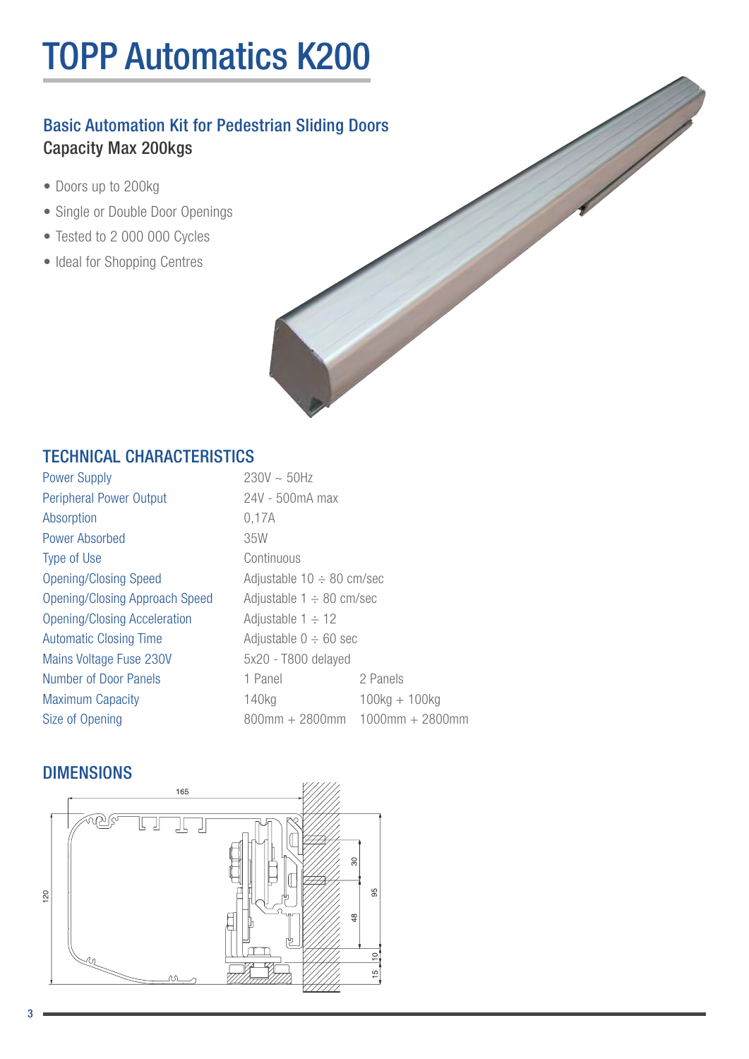# TOPP Automatics K200

## Basic Automation Kit for Pedestrian Sliding Doors

**Capacity Max 200kgs**

- Doors up to 200kg
- Single or Double Door Openings
- Tested to 2 000 000 Cycles
- Ideal for Shopping Centres

## TECHNICAL CHARACTERISTICS

| | | |
|---|---|---|
| Power Supply | 230V ~ 50Hz | |
| Peripheral Power Output | 24V - 500mA max | |
| Absorption | 0,17A | |
| Power Absorbed | 35W | |
| Type of Use | Continuous | |
| Opening/Closing Speed | Adjustable 10 ÷ 80 cm/sec | |
| Opening/Closing Approach Speed | Adjustable 1 ÷ 80 cm/sec | |
| Opening/Closing Acceleration | Adjustable 1 ÷ 12 | |
| Automatic Closing Time | Adjustable 0 ÷ 60 sec | |
| Mains Voltage Fuse 230V | 5x20 - T800 delayed | |
| Number of Door Panels | 1 Panel | 2 Panels |
| Maximum Capacity | 140kg | 100kg + 100kg |
| Size of Opening | 800mm + 2800mm | 1000mm + 2800mm |

## DIMENSIONS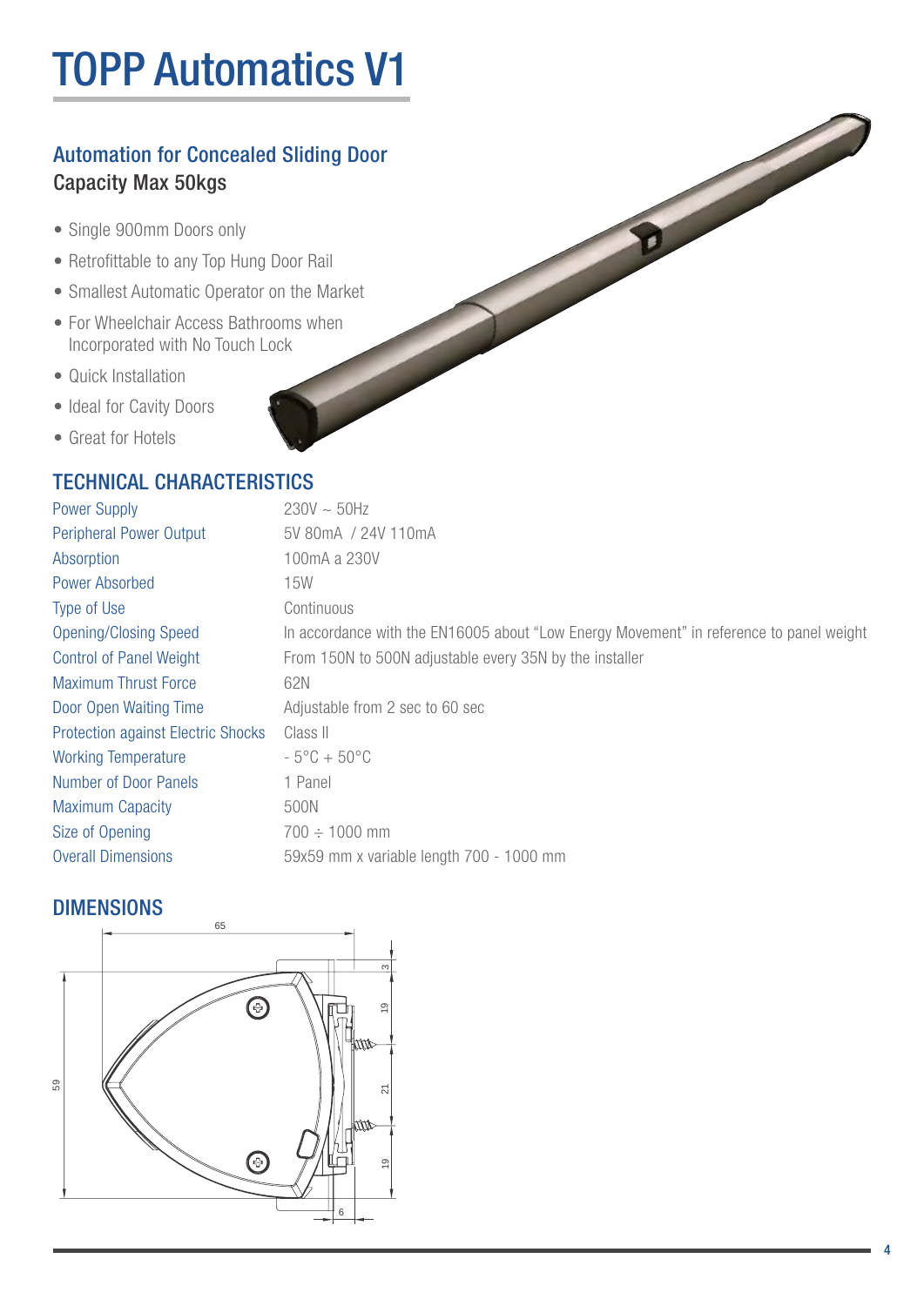# TOPP Automatics V1

### Automation for Concealed Sliding Door

Capacity Max 50kgs

- Single 900mm Doors only
- Retrofittable to any Top Hung Door Rail
- Smallest Automatic Operator on the Market
- For Wheelchair Access Bathrooms when Incorporated with No Touch Lock
- Quick Installation
- Ideal for Cavity Doors
- Great for Hotels

## TECHNICAL CHARACTERISTICS

| | |
|---|---|
| Power Supply | 230V ~ 50Hz |
| Peripheral Power Output | 5V 80mA / 24V 110mA |
| Absorption | 100mA a 230V |
| Power Absorbed | 15W |
| Type of Use | Continuous |
| Opening/Closing Speed | In accordance with the EN16005 about "Low Energy Movement" in reference to panel weight |
| Control of Panel Weight | From 150N to 500N adjustable every 35N by the installer |
| Maximum Thrust Force | 62N |
| Door Open Waiting Time | Adjustable from 2 sec to 60 sec |
| Protection against Electric Shocks | Class II |
| Working Temperature | - 5°C + 50°C |
| Number of Door Panels | 1 Panel |
| Maximum Capacity | 500N |
| Size of Opening | 700 ÷ 1000 mm |
| Overall Dimensions | 59x59 mm x variable length 700 - 1000 mm |

## DIMENSIONS

65

59

3

19

21

19

6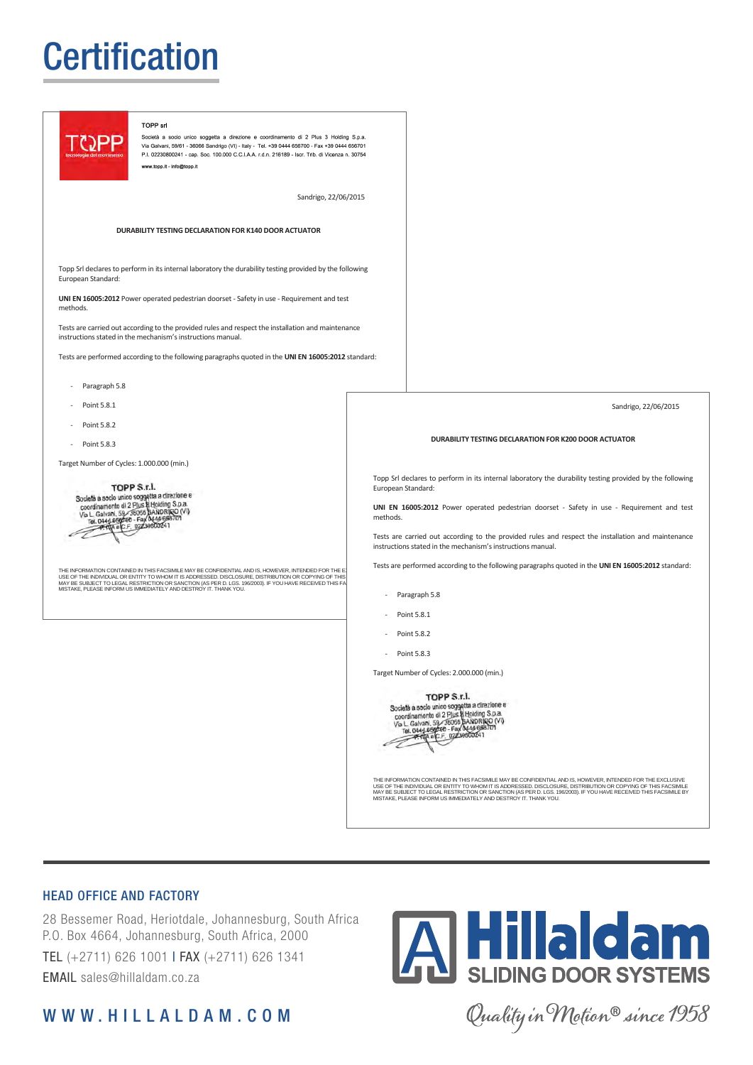# Certification

TOPP srl

Società a socio unico soggetta a direzione e coordinamento di 2 Plus 3 Holding S.p.a.
Via Galvani, 59/61 - 36066 Sandrigo (VI) - Italy - Tel. +39 0444 656700 - Fax +39 0444 656701
P.I. 02230800241 - cap. Soc. 100.000 C.C.I.A.A. r.d.n. 216189 - Iscr. Trib. di Vicenza n. 30754
www.topp.it - info@topp.it

Sandrigo, 22/06/2015

**DURABILITY TESTING DECLARATION FOR K140 DOOR ACTUATOR**

Topp Srl declares to perform in its internal laboratory the durability testing provided by the following European Standard:

**UNI EN 16005:2012** Power operated pedestrian doorset - Safety in use - Requirement and test methods.

Tests are carried out according to the provided rules and respect the installation and maintenance instructions stated in the mechanism's instructions manual.

Tests are performed according to the following paragraphs quoted in the **UNI EN 16005:2012** standard:

- Paragraph 5.8
- Point 5.8.1
- Point 5.8.2
- Point 5.8.3

Target Number of Cycles: 1.000.000 (min.)

TOPP S.r.l.
Società a socio unico soggetta a direzione e coordinamento di 2 Plus 3 Holding S.p.a.
Via L. Galvani, 59 - 36066 SANDRIGO (VI)
Tel. 0444 656700 - Fax 0444 656701
P. IVA e C.F. 02230800241

THE INFORMATION CONTAINED IN THIS FACSIMILE MAY BE CONFIDENTIAL AND IS, HOWEVER, INTENDED FOR THE EXCLUSIVE USE OF THE INDIVIDUAL OR ENTITY TO WHOM IT IS ADDRESSED. DISCLOSURE, DISTRIBUTION OR COPYING OF THIS FACSIMILE MAY BE SUBJECT TO LEGAL RESTRICTION OR SANCTION (AS PER D. LGS. 196/2003). IF YOU HAVE RECEIVED THIS FACSIMILE BY MISTAKE, PLEASE INFORM US IMMEDIATELY AND DESTROY IT. THANK YOU.

Sandrigo, 22/06/2015

**DURABILITY TESTING DECLARATION FOR K200 DOOR ACTUATOR**

Topp Srl declares to perform in its internal laboratory the durability testing provided by the following European Standard:

**UNI EN 16005:2012** Power operated pedestrian doorset - Safety in use - Requirement and test methods.

Tests are carried out according to the provided rules and respect the installation and maintenance instructions stated in the mechanism's instructions manual.

Tests are performed according to the following paragraphs quoted in the **UNI EN 16005:2012** standard:

- Paragraph 5.8
- Point 5.8.1
- Point 5.8.2
- Point 5.8.3

Target Number of Cycles: 2.000.000 (min.)

TOPP S.r.l.
Società a socio unico soggetta a direzione e coordinamento di 2 Plus 3 Holding S.p.a.
Via L. Galvani, 59 - 36066 SANDRIGO (VI)
Tel. 0444 656700 - Fax 0444 656701
P. IVA e C.F. 02230800241

THE INFORMATION CONTAINED IN THIS FACSIMILE MAY BE CONFIDENTIAL AND IS, HOWEVER, INTENDED FOR THE EXCLUSIVE USE OF THE INDIVIDUAL OR ENTITY TO WHOM IT IS ADDRESSED. DISCLOSURE, DISTRIBUTION OR COPYING OF THIS FACSIMILE MAY BE SUBJECT TO LEGAL RESTRICTION OR SANCTION (AS PER D. LGS. 196/2003). IF YOU HAVE RECEIVED THIS FACSIMILE BY MISTAKE, PLEASE INFORM US IMMEDIATELY AND DESTROY IT. THANK YOU.

## HEAD OFFICE AND FACTORY

28 Bessemer Road, Heriotdale, Johannesburg, South Africa
P.O. Box 4664, Johannesburg, South Africa, 2000
TEL (+2711) 626 1001 | FAX (+2711) 626 1341
EMAIL sales@hillaldam.co.za

WWW.HILLALDAM.COM

Hillaldam SLIDING DOOR SYSTEMS

*Quality in Motion® since 1958*